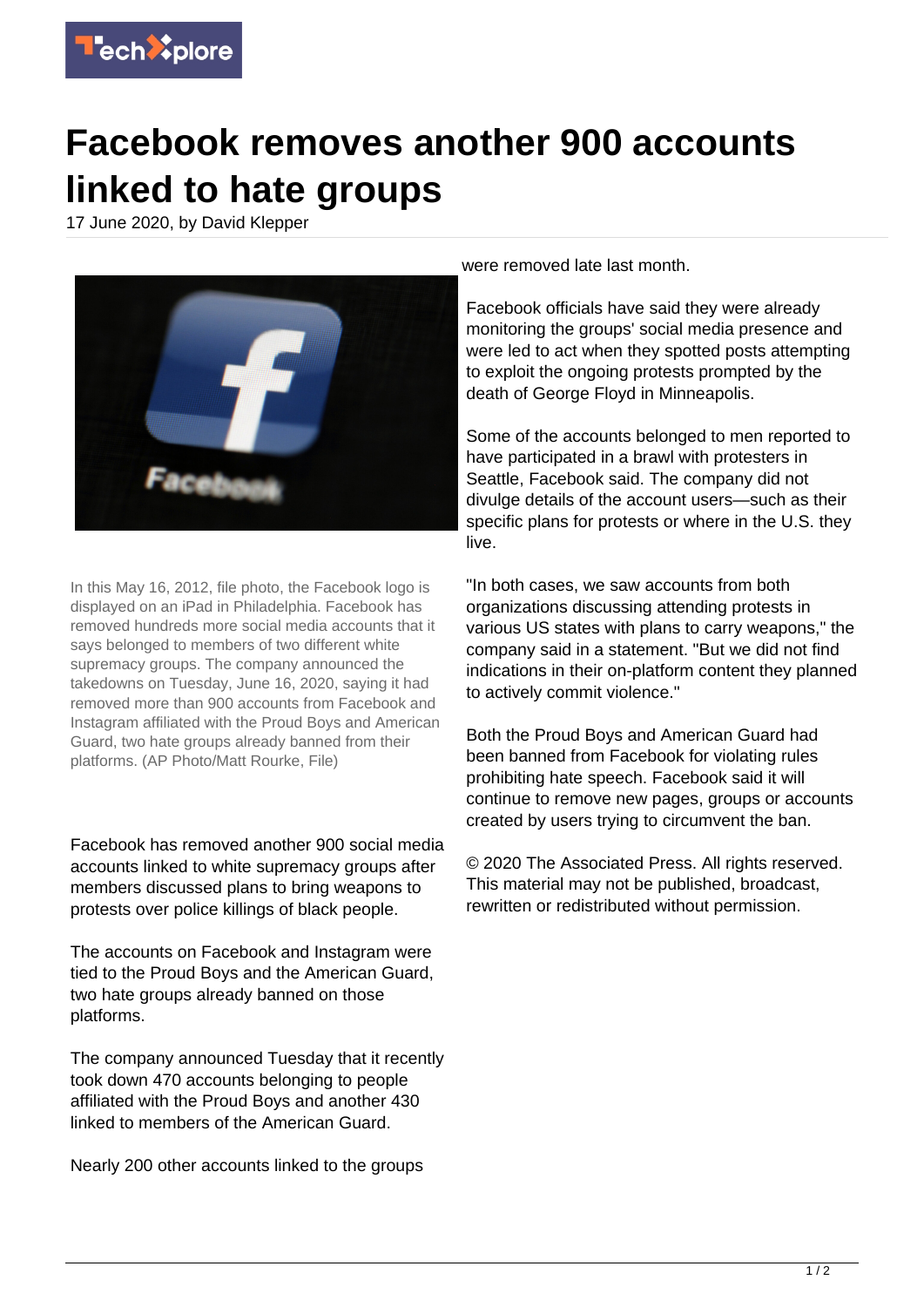# Facebook removes another 900 accounts linked to hate groups

17 June 2020, by David Klepper

In this May 16, 2012, file photo, the Facebook logo is displayed on an iPad in Philadelphia. Facebook has removed hundreds more social media accounts that it says belonged to members of two different white supremacy groups. The company announced the takedowns on Tuesday, June 16, 2020, saying it had removed more than 900 accounts from Facebook and Instagram affiliated with the Proud Boys and American Guard, two hate groups already banned from their platforms. (AP Photo/Matt Rourke, File)

Facebook has removed another 900 social media accounts linked to white supremacy groups after members discussed plans to bring weapons to protests over police killings of black people.

The accounts on Facebook and Instagram were tied to the Proud Boys and the American Guard, two hate groups already banned on those platforms.

The company announced Tuesday that it recently took down 470 accounts belonging to people affiliated with the Proud Boys and another 430 linked to members of the American Guard.

Nearly 200 other accounts linked to the groups were removed late last month.

Facebook officials have said they were already monitoring the groups' social media presence and were led to act when they spotted posts attempting to exploit the ongoing protests prompted by the death of George Floyd in Minneapolis.

Some of the accounts belonged to men reported to have participated in a brawl with protesters in Seattle, Facebook said. The company did not divulge details of the account users—such as their specific plans for protests or where in the U.S. they live.

"In both cases, we saw accounts from both organizations discussing attending protests in various US states with plans to carry weapons," the company said in a statement. "But we did not find indications in their on-platform content they planned to actively commit violence."

Both the Proud Boys and American Guard had been banned from Facebook for violating rules prohibiting hate speech. Facebook said it will continue to remove new pages, groups or accounts created by users trying to circumvent the ban.

© 2020 The Associated Press. All rights reserved. This material may not be published, broadcast, rewritten or redistributed without permission.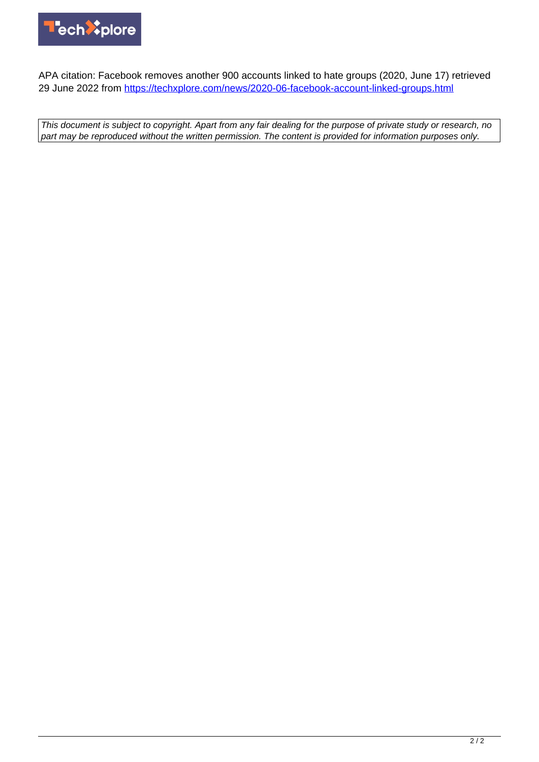APA citation: Facebook removes another 900 accounts linked to hate groups (2020, June 17) retrieved 29 June 2022 from https://techxplore.com/news/2020-06-facebook-account-linked-groups.html

*This document is subject to copyright. Apart from any fair dealing for the purpose of private study or research, no part may be reproduced without the written permission. The content is provided for information purposes only.*